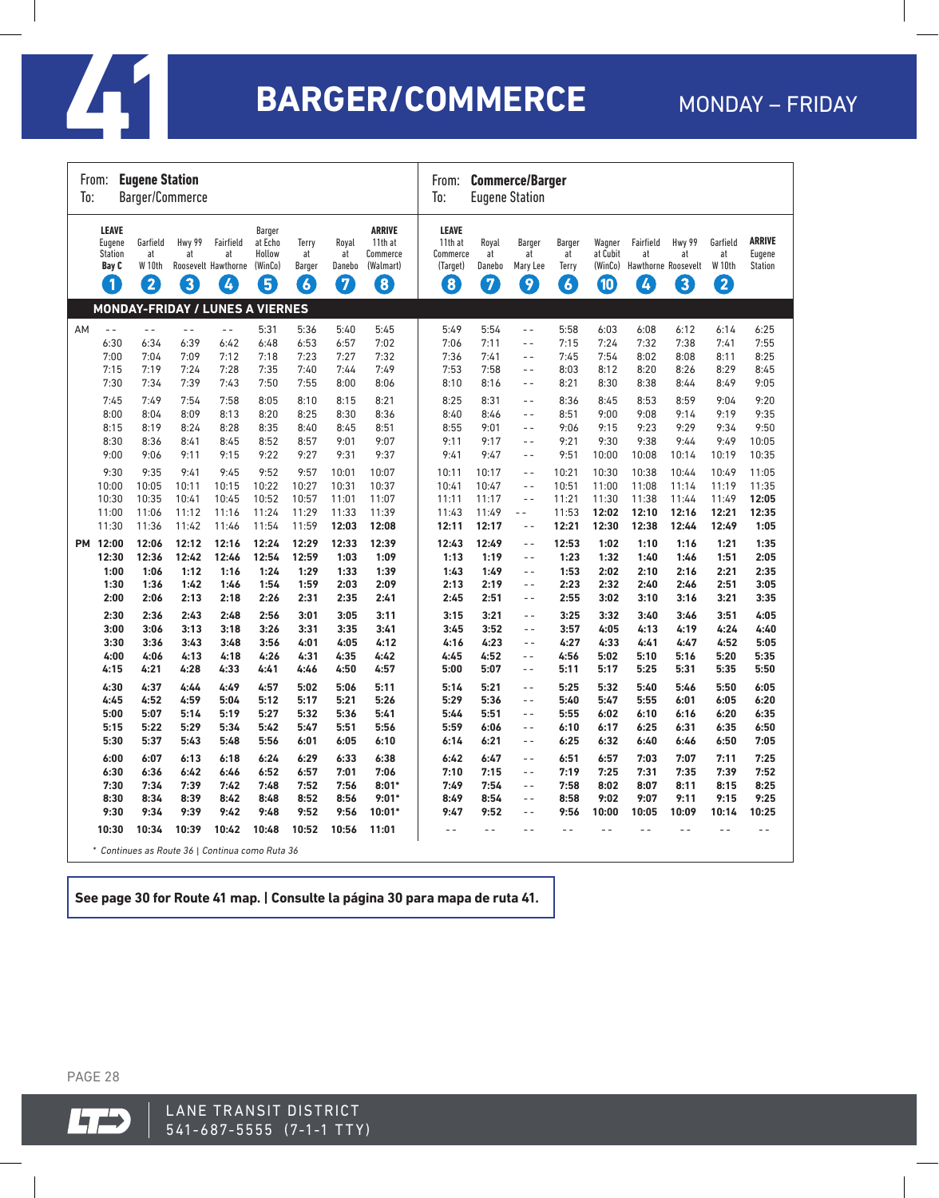# 41 BARGER/COMMERCE

MONDAY – FRIDAY

From: **Eugene Station**
To: Barger/Commerce

From: **Commerce/Barger**
To: Eugene Station

**MONDAY-FRIDAY / LUNES A VIERNES**

| | LEAVE Eugene Station Bay C (1) | Garfield at W 10th (2) | Hwy 99 at Roosevelt (3) | Fairfield at Hawthorne (4) | Barger at Echo Hollow (WinCo) (5) | Terry at Barger (6) | Royal at Danebo (7) | ARRIVE 11th at Commerce (Walmart) (8) | LEAVE 11th at Commerce (Target) (8) | Royal at Danebo (7) | Barger at Mary Lee (9) | Barger at Terry (6) | Wagner at Cubit (WinCo) (10) | Fairfield at Hawthorne (4) | Hwy 99 at Roosevelt (3) | Garfield at W 10th (2) | ARRIVE Eugene Station |
|---|---|---|---|---|---|---|---|---|---|---|---|---|---|---|---|---|---|
| AM | -- | -- | -- | -- | 5:31 | 5:36 | 5:40 | 5:45 | 5:49 | 5:54 | -- | 5:58 | 6:03 | 6:08 | 6:12 | 6:14 | 6:25 |
| | 6:30 | 6:34 | 6:39 | 6:42 | 6:48 | 6:53 | 6:57 | 7:02 | 7:06 | 7:11 | -- | 7:15 | 7:24 | 7:32 | 7:38 | 7:41 | 7:55 |
| | 7:00 | 7:04 | 7:09 | 7:12 | 7:18 | 7:23 | 7:27 | 7:32 | 7:36 | 7:41 | -- | 7:45 | 7:54 | 8:02 | 8:08 | 8:11 | 8:25 |
| | 7:15 | 7:19 | 7:24 | 7:28 | 7:35 | 7:40 | 7:44 | 7:49 | 7:53 | 7:58 | -- | 8:03 | 8:12 | 8:20 | 8:26 | 8:29 | 8:45 |
| | 7:30 | 7:34 | 7:39 | 7:43 | 7:50 | 7:55 | 8:00 | 8:06 | 8:10 | 8:16 | -- | 8:21 | 8:30 | 8:38 | 8:44 | 8:49 | 9:05 |
| | 7:45 | 7:49 | 7:54 | 7:58 | 8:05 | 8:10 | 8:15 | 8:21 | 8:25 | 8:31 | -- | 8:36 | 8:45 | 8:53 | 8:59 | 9:04 | 9:20 |
| | 8:00 | 8:04 | 8:09 | 8:13 | 8:20 | 8:25 | 8:30 | 8:36 | 8:40 | 8:46 | -- | 8:51 | 9:00 | 9:08 | 9:14 | 9:19 | 9:35 |
| | 8:15 | 8:19 | 8:24 | 8:28 | 8:35 | 8:40 | 8:45 | 8:51 | 8:55 | 9:01 | -- | 9:06 | 9:15 | 9:23 | 9:29 | 9:34 | 9:50 |
| | 8:30 | 8:36 | 8:41 | 8:45 | 8:52 | 8:57 | 9:01 | 9:07 | 9:11 | 9:17 | -- | 9:21 | 9:30 | 9:38 | 9:44 | 9:49 | 10:05 |
| | 9:00 | 9:06 | 9:11 | 9:15 | 9:22 | 9:27 | 9:31 | 9:37 | 9:41 | 9:47 | -- | 9:51 | 10:00 | 10:08 | 10:14 | 10:19 | 10:35 |
| | 9:30 | 9:35 | 9:41 | 9:45 | 9:52 | 9:57 | 10:01 | 10:07 | 10:11 | 10:17 | -- | 10:21 | 10:30 | 10:38 | 10:44 | 10:49 | 11:05 |
| | 10:00 | 10:05 | 10:11 | 10:15 | 10:22 | 10:27 | 10:31 | 10:37 | 10:41 | 10:47 | -- | 10:51 | 11:00 | 11:08 | 11:14 | 11:19 | 11:35 |
| | 10:30 | 10:35 | 10:41 | 10:45 | 10:52 | 10:57 | 11:01 | 11:07 | 11:11 | 11:17 | -- | 11:21 | 11:30 | 11:38 | 11:44 | 11:49 | **12:05** |
| | 11:00 | 11:06 | 11:12 | 11:16 | 11:24 | 11:29 | 11:33 | 11:39 | 11:43 | 11:49 | -- | 11:53 | **12:02** | **12:10** | **12:16** | **12:21** | **12:35** |
| | 11:30 | 11:36 | 11:42 | 11:46 | 11:54 | 11:59 | **12:03** | **12:08** | **12:11** | **12:17** | -- | **12:21** | **12:30** | **12:38** | **12:44** | **12:49** | **1:05** |
| PM | **12:00** | **12:06** | **12:12** | **12:16** | **12:24** | **12:29** | **12:33** | **12:39** | **12:43** | **12:49** | -- | **12:53** | **1:02** | **1:10** | **1:16** | **1:21** | **1:35** |
| | **12:30** | **12:36** | **12:42** | **12:46** | **12:54** | **12:59** | **1:03** | **1:09** | **1:13** | **1:19** | -- | **1:23** | **1:32** | **1:40** | **1:46** | **1:51** | **2:05** |
| | **1:00** | **1:06** | **1:12** | **1:16** | **1:24** | **1:29** | **1:33** | **1:39** | **1:43** | **1:49** | -- | **1:53** | **2:02** | **2:10** | **2:16** | **2:21** | **2:35** |
| | **1:30** | **1:36** | **1:42** | **1:46** | **1:54** | **1:59** | **2:03** | **2:09** | **2:13** | **2:19** | -- | **2:23** | **2:32** | **2:40** | **2:46** | **2:51** | **3:05** |
| | **2:00** | **2:06** | **2:13** | **2:18** | **2:26** | **2:31** | **2:35** | **2:41** | **2:45** | **2:51** | -- | **2:55** | **3:02** | **3:10** | **3:16** | **3:21** | **3:35** |
| | **2:30** | **2:36** | **2:43** | **2:48** | **2:56** | **3:01** | **3:05** | **3:11** | **3:15** | **3:21** | -- | **3:25** | **3:32** | **3:40** | **3:46** | **3:51** | **4:05** |
| | **3:00** | **3:06** | **3:13** | **3:18** | **3:26** | **3:31** | **3:35** | **3:41** | **3:45** | **3:52** | -- | **3:57** | **4:05** | **4:13** | **4:19** | **4:24** | **4:40** |
| | **3:30** | **3:36** | **3:43** | **3:48** | **3:56** | **4:01** | **4:05** | **4:12** | **4:16** | **4:23** | -- | **4:27** | **4:33** | **4:41** | **4:47** | **4:52** | **5:05** |
| | **4:00** | **4:06** | **4:13** | **4:18** | **4:26** | **4:31** | **4:35** | **4:42** | **4:45** | **4:52** | -- | **4:56** | **5:02** | **5:10** | **5:16** | **5:20** | **5:35** |
| | **4:15** | **4:21** | **4:28** | **4:33** | **4:41** | **4:46** | **4:50** | **4:57** | **5:00** | **5:07** | -- | **5:11** | **5:17** | **5:25** | **5:31** | **5:35** | **5:50** |
| | **4:30** | **4:37** | **4:44** | **4:49** | **4:57** | **5:02** | **5:06** | **5:11** | **5:14** | **5:21** | -- | **5:25** | **5:32** | **5:40** | **5:46** | **5:50** | **6:05** |
| | **4:45** | **4:52** | **4:59** | **5:04** | **5:12** | **5:17** | **5:21** | **5:26** | **5:29** | **5:36** | -- | **5:40** | **5:47** | **5:55** | **6:01** | **6:05** | **6:20** |
| | **5:00** | **5:07** | **5:14** | **5:19** | **5:27** | **5:32** | **5:36** | **5:41** | **5:44** | **5:51** | -- | **5:55** | **6:02** | **6:10** | **6:16** | **6:20** | **6:35** |
| | **5:15** | **5:22** | **5:29** | **5:34** | **5:42** | **5:47** | **5:51** | **5:56** | **5:59** | **6:06** | -- | **6:10** | **6:17** | **6:25** | **6:31** | **6:35** | **6:50** |
| | **5:30** | **5:37** | **5:43** | **5:48** | **5:56** | **6:01** | **6:05** | **6:10** | **6:14** | **6:21** | -- | **6:25** | **6:32** | **6:40** | **6:46** | **6:50** | **7:05** |
| | **6:00** | **6:07** | **6:13** | **6:18** | **6:24** | **6:29** | **6:33** | **6:38** | **6:42** | **6:47** | -- | **6:51** | **6:57** | **7:03** | **7:07** | **7:11** | **7:25** |
| | **6:30** | **6:36** | **6:42** | **6:46** | **6:52** | **6:57** | **7:01** | **7:06** | **7:10** | **7:15** | -- | **7:19** | **7:25** | **7:31** | **7:35** | **7:39** | **7:52** |
| | **7:30** | **7:34** | **7:39** | **7:42** | **7:48** | **7:52** | **7:56** | **8:01*** | **7:49** | **7:54** | -- | **7:58** | **8:02** | **8:07** | **8:11** | **8:15** | **8:25** |
| | **8:30** | **8:34** | **8:39** | **8:42** | **8:48** | **8:52** | **8:56** | **9:01*** | **8:49** | **8:54** | -- | **8:58** | **9:02** | **9:07** | **9:11** | **9:15** | **9:25** |
| | **9:30** | **9:34** | **9:39** | **9:42** | **9:48** | **9:52** | **9:56** | **10:01*** | **9:47** | **9:52** | -- | **9:56** | **10:00** | **10:05** | **10:09** | **10:14** | **10:25** |
| | **10:30** | **10:34** | **10:39** | **10:42** | **10:48** | **10:52** | **10:56** | **11:01** | -- | -- | -- | -- | -- | -- | -- | -- | -- |

\* Continues as Route 36 | Continua como Ruta 36

**See page 30 for Route 41 map. | Consulte la página 30 para mapa de ruta 41.**

LANE TRANSIT DISTRICT
541-687-5555 (7-1-1 TTY)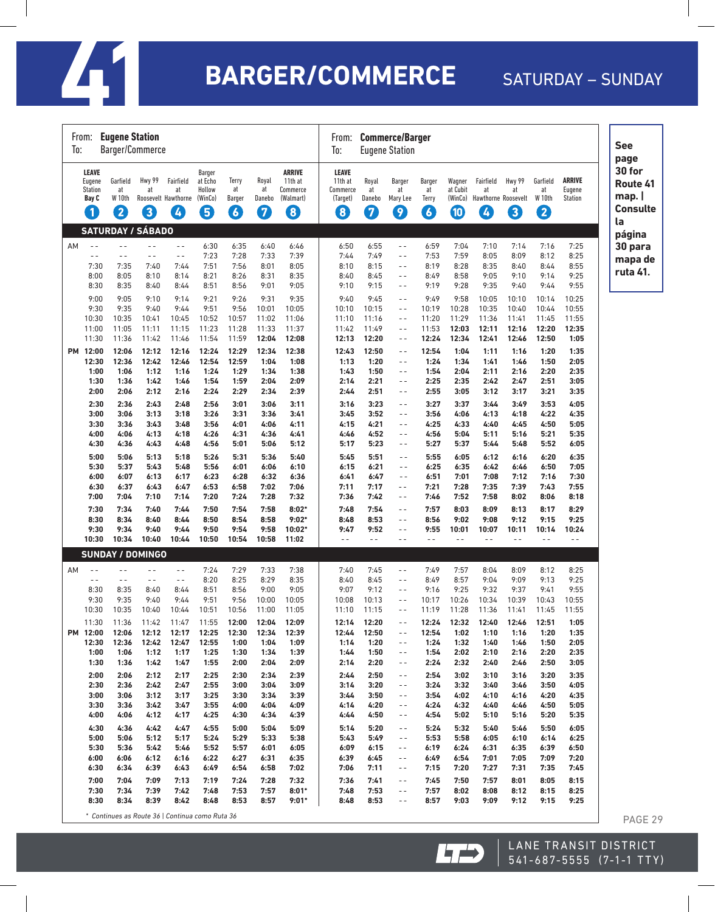# 41 BARGER/COMMERCE

SATURDAY – SUNDAY

See page 30 for Route 41 map. | Consulte la página 30 para mapa de ruta 41.

**From: Eugene Station** / To: Barger/Commerce — **From: Commerce/Barger** / To: Eugene Station

## SATURDAY / SÁBADO

| | LEAVE Eugene Station Bay C (1) | Garfield at W 10th (2) | Hwy 99 at Roosevelt (3) | Fairfield at Hawthorne (4) | Barger at Echo Hollow (WinCo) (5) | Terry at Barger (6) | Royal at Danebo (7) | ARRIVE 11th at Commerce (Walmart) (8) | LEAVE 11th at Commerce (Target) (8) | Royal at Danebo (7) | Barger at Mary Lee (9) | Barger at Terry (6) | Wagner at Cubit (WinCo) (10) | Fairfield at Hawthorne (4) | Hwy 99 at Roosevelt (3) | Garfield at W 10th (2) | ARRIVE Eugene Station |
|---|---|---|---|---|---|---|---|---|---|---|---|---|---|---|---|---|---|
| AM | -- | -- | -- | -- | 6:30 | 6:35 | 6:40 | 6:46 | 6:50 | 6:55 | -- | 6:59 | 7:04 | 7:10 | 7:14 | 7:16 | 7:25 |
| | -- | -- | -- | -- | 7:23 | 7:28 | 7:33 | 7:39 | 7:44 | 7:49 | -- | 7:53 | 7:59 | 8:05 | 8:09 | 8:12 | 8:25 |
| | 7:30 | 7:35 | 7:40 | 7:44 | 7:51 | 7:56 | 8:01 | 8:05 | 8:10 | 8:15 | -- | 8:19 | 8:28 | 8:35 | 8:40 | 8:44 | 8:55 |
| | 8:00 | 8:05 | 8:10 | 8:14 | 8:21 | 8:26 | 8:31 | 8:35 | 8:40 | 8:45 | -- | 8:49 | 8:58 | 9:05 | 9:10 | 9:14 | 9:25 |
| | 8:30 | 8:35 | 8:40 | 8:44 | 8:51 | 8:56 | 9:01 | 9:05 | 9:10 | 9:15 | -- | 9:19 | 9:28 | 9:35 | 9:40 | 9:44 | 9:55 |
| | 9:00 | 9:05 | 9:10 | 9:14 | 9:21 | 9:26 | 9:31 | 9:35 | 9:40 | 9:45 | -- | 9:49 | 9:58 | 10:05 | 10:10 | 10:14 | 10:25 |
| | 9:30 | 9:35 | 9:40 | 9:44 | 9:51 | 9:56 | 10:01 | 10:05 | 10:10 | 10:15 | -- | 10:19 | 10:28 | 10:35 | 10:40 | 10:44 | 10:55 |
| | 10:30 | 10:35 | 10:41 | 10:45 | 10:52 | 10:57 | 11:02 | 11:06 | 11:10 | 11:16 | -- | 11:20 | 11:29 | 11:36 | 11:41 | 11:45 | 11:55 |
| | 11:00 | 11:05 | 11:11 | 11:15 | 11:23 | 11:28 | 11:33 | 11:37 | 11:42 | 11:49 | -- | 11:53 | **12:03** | **12:11** | **12:16** | **12:20** | **12:35** |
| | 11:30 | 11:36 | 11:42 | 11:46 | 11:54 | 11:59 | **12:04** | **12:08** | **12:13** | **12:20** | -- | **12:24** | **12:34** | **12:41** | **12:46** | **12:50** | **1:05** |
| PM | **12:00** | **12:06** | **12:12** | **12:16** | **12:24** | **12:29** | **12:34** | **12:38** | **12:43** | **12:50** | -- | **12:54** | **1:04** | **1:11** | **1:16** | **1:20** | **1:35** |
| | **12:30** | **12:36** | **12:42** | **12:46** | **12:54** | **12:59** | **1:04** | **1:08** | **1:13** | **1:20** | -- | **1:24** | **1:34** | **1:41** | **1:46** | **1:50** | **2:05** |
| | **1:00** | **1:06** | **1:12** | **1:16** | **1:24** | **1:29** | **1:34** | **1:38** | **1:43** | **1:50** | -- | **1:54** | **2:04** | **2:11** | **2:16** | **2:20** | **2:35** |
| | **1:30** | **1:36** | **1:42** | **1:46** | **1:54** | **1:59** | **2:04** | **2:09** | **2:14** | **2:21** | -- | **2:25** | **2:35** | **2:42** | **2:47** | **2:51** | **3:05** |
| | **2:00** | **2:06** | **2:12** | **2:16** | **2:24** | **2:29** | **2:34** | **2:39** | **2:44** | **2:51** | -- | **2:55** | **3:05** | **3:12** | **3:17** | **3:21** | **3:35** |
| | **2:30** | **2:36** | **2:43** | **2:48** | **2:56** | **3:01** | **3:06** | **3:11** | **3:16** | **3:23** | -- | **3:27** | **3:37** | **3:44** | **3:49** | **3:53** | **4:05** |
| | **3:00** | **3:06** | **3:13** | **3:18** | **3:26** | **3:31** | **3:36** | **3:41** | **3:45** | **3:52** | -- | **3:56** | **4:06** | **4:13** | **4:18** | **4:22** | **4:35** |
| | **3:30** | **3:36** | **3:43** | **3:48** | **3:56** | **4:01** | **4:06** | **4:11** | **4:15** | **4:21** | -- | **4:25** | **4:33** | **4:40** | **4:45** | **4:50** | **5:05** |
| | **4:00** | **4:06** | **4:13** | **4:18** | **4:26** | **4:31** | **4:36** | **4:41** | **4:46** | **4:52** | -- | **4:56** | **5:04** | **5:11** | **5:16** | **5:21** | **5:35** |
| | **4:30** | **4:36** | **4:43** | **4:48** | **4:56** | **5:01** | **5:06** | **5:12** | **5:17** | **5:23** | -- | **5:27** | **5:37** | **5:44** | **5:48** | **5:52** | **6:05** |
| | **5:00** | **5:06** | **5:13** | **5:18** | **5:26** | **5:31** | **5:36** | **5:40** | **5:45** | **5:51** | -- | **5:55** | **6:05** | **6:12** | **6:16** | **6:20** | **6:35** |
| | **5:30** | **5:37** | **5:43** | **5:48** | **5:56** | **6:01** | **6:06** | **6:10** | **6:15** | **6:21** | -- | **6:25** | **6:35** | **6:42** | **6:46** | **6:50** | **7:05** |
| | **6:00** | **6:07** | **6:13** | **6:17** | **6:23** | **6:28** | **6:32** | **6:36** | **6:41** | **6:47** | -- | **6:51** | **7:01** | **7:08** | **7:12** | **7:16** | **7:30** |
| | **6:30** | **6:37** | **6:43** | **6:47** | **6:53** | **6:58** | **7:02** | **7:06** | **7:11** | **7:17** | -- | **7:21** | **7:28** | **7:35** | **7:39** | **7:43** | **7:55** |
| | **7:00** | **7:04** | **7:10** | **7:14** | **7:20** | **7:24** | **7:28** | **7:32** | **7:36** | **7:42** | -- | **7:46** | **7:52** | **7:58** | **8:02** | **8:06** | **8:18** |
| | **7:30** | **7:34** | **7:40** | **7:44** | **7:50** | **7:54** | **7:58** | **8:02*** | **7:48** | **7:54** | -- | **7:57** | **8:03** | **8:09** | **8:13** | **8:17** | **8:29** |
| | **8:30** | **8:34** | **8:40** | **8:44** | **8:50** | **8:54** | **8:58** | **9:02*** | **8:48** | **8:53** | -- | **8:56** | **9:02** | **9:08** | **9:12** | **9:15** | **9:25** |
| | **9:30** | **9:34** | **9:40** | **9:44** | **9:50** | **9:54** | **9:58** | **10:02*** | **9:47** | **9:52** | -- | **9:55** | **10:01** | **10:07** | **10:11** | **10:14** | **10:24** |
| | **10:30** | **10:34** | **10:40** | **10:44** | **10:50** | **10:54** | **10:58** | **11:02** | -- | -- | -- | -- | -- | -- | -- | -- | -- |

## SUNDAY / DOMINGO

| | LEAVE Eugene Station Bay C (1) | Garfield at W 10th (2) | Hwy 99 at Roosevelt (3) | Fairfield at Hawthorne (4) | Barger at Echo Hollow (WinCo) (5) | Terry at Barger (6) | Royal at Danebo (7) | ARRIVE 11th at Commerce (Walmart) (8) | LEAVE 11th at Commerce (Target) (8) | Royal at Danebo (7) | Barger at Mary Lee (9) | Barger at Terry (6) | Wagner at Cubit (WinCo) (10) | Fairfield at Hawthorne (4) | Hwy 99 at Roosevelt (3) | Garfield at W 10th (2) | ARRIVE Eugene Station |
|---|---|---|---|---|---|---|---|---|---|---|---|---|---|---|---|---|---|
| AM | -- | -- | -- | -- | 7:24 | 7:29 | 7:33 | 7:38 | 7:40 | 7:45 | -- | 7:49 | 7:57 | 8:04 | 8:09 | 8:12 | 8:25 |
| | -- | -- | -- | -- | 8:20 | 8:25 | 8:29 | 8:35 | 8:40 | 8:45 | -- | 8:49 | 8:57 | 9:04 | 9:09 | 9:13 | 9:25 |
| | 8:30 | 8:35 | 8:40 | 8:44 | 8:51 | 8:56 | 9:00 | 9:05 | 9:07 | 9:12 | -- | 9:16 | 9:25 | 9:32 | 9:37 | 9:41 | 9:55 |
| | 9:30 | 9:35 | 9:40 | 9:44 | 9:51 | 9:56 | 10:00 | 10:05 | 10:08 | 10:13 | -- | 10:17 | 10:26 | 10:34 | 10:39 | 10:43 | 10:55 |
| | 10:30 | 10:35 | 10:40 | 10:44 | 10:51 | 10:56 | 11:00 | 11:05 | 11:10 | 11:15 | -- | 11:19 | 11:28 | 11:36 | 11:41 | 11:45 | 11:55 |
| | 11:30 | 11:36 | 11:42 | 11:47 | 11:55 | **12:00** | **12:04** | **12:09** | **12:14** | **12:20** | -- | **12:24** | **12:32** | **12:40** | **12:46** | **12:51** | **1:05** |
| PM | **12:00** | **12:06** | **12:12** | **12:17** | **12:25** | **12:30** | **12:34** | **12:39** | **12:44** | **12:50** | -- | **12:54** | **1:02** | **1:10** | **1:16** | **1:20** | **1:35** |
| | **12:30** | **12:36** | **12:42** | **12:47** | **12:55** | **1:00** | **1:04** | **1:09** | **1:14** | **1:20** | -- | **1:24** | **1:32** | **1:40** | **1:46** | **1:50** | **2:05** |
| | **1:00** | **1:06** | **1:12** | **1:17** | **1:25** | **1:30** | **1:34** | **1:39** | **1:44** | **1:50** | -- | **1:54** | **2:02** | **2:10** | **2:16** | **2:20** | **2:35** |
| | **1:30** | **1:36** | **1:42** | **1:47** | **1:55** | **2:00** | **2:04** | **2:09** | **2:14** | **2:20** | -- | **2:24** | **2:32** | **2:40** | **2:46** | **2:50** | **3:05** |
| | **2:00** | **2:06** | **2:12** | **2:17** | **2:25** | **2:30** | **2:34** | **2:39** | **2:44** | **2:50** | -- | **2:54** | **3:02** | **3:10** | **3:16** | **3:20** | **3:35** |
| | **2:30** | **2:36** | **2:42** | **2:47** | **2:55** | **3:00** | **3:04** | **3:09** | **3:14** | **3:20** | -- | **3:24** | **3:32** | **3:40** | **3:46** | **3:50** | **4:05** |
| | **3:00** | **3:06** | **3:12** | **3:17** | **3:25** | **3:30** | **3:34** | **3:39** | **3:44** | **3:50** | -- | **3:54** | **4:02** | **4:10** | **4:16** | **4:20** | **4:35** |
| | **3:30** | **3:36** | **3:42** | **3:47** | **3:55** | **4:00** | **4:04** | **4:09** | **4:14** | **4:20** | -- | **4:24** | **4:32** | **4:40** | **4:46** | **4:50** | **5:05** |
| | **4:00** | **4:06** | **4:12** | **4:17** | **4:25** | **4:30** | **4:34** | **4:39** | **4:44** | **4:50** | -- | **4:54** | **5:02** | **5:10** | **5:16** | **5:20** | **5:35** |
| | **4:30** | **4:36** | **4:42** | **4:47** | **4:55** | **5:00** | **5:04** | **5:09** | **5:14** | **5:20** | -- | **5:24** | **5:32** | **5:40** | **5:46** | **5:50** | **6:05** |
| | **5:00** | **5:06** | **5:12** | **5:17** | **5:24** | **5:29** | **5:33** | **5:38** | **5:43** | **5:49** | -- | **5:53** | **5:58** | **6:05** | **6:10** | **6:14** | **6:25** |
| | **5:30** | **5:36** | **5:42** | **5:46** | **5:52** | **5:57** | **6:01** | **6:05** | **6:09** | **6:15** | -- | **6:19** | **6:24** | **6:31** | **6:35** | **6:39** | **6:50** |
| | **6:00** | **6:06** | **6:12** | **6:16** | **6:22** | **6:27** | **6:31** | **6:35** | **6:39** | **6:45** | -- | **6:49** | **6:54** | **7:01** | **7:05** | **7:09** | **7:20** |
| | **6:30** | **6:34** | **6:39** | **6:43** | **6:49** | **6:54** | **6:58** | **7:02** | **7:06** | **7:11** | -- | **7:15** | **7:20** | **7:27** | **7:31** | **7:35** | **7:45** |
| | **7:00** | **7:04** | **7:09** | **7:13** | **7:19** | **7:24** | **7:28** | **7:32** | **7:36** | **7:41** | -- | **7:45** | **7:50** | **7:57** | **8:01** | **8:05** | **8:15** |
| | **7:30** | **7:34** | **7:39** | **7:42** | **7:48** | **7:53** | **7:57** | **8:01*** | **7:48** | **7:53** | -- | **7:57** | **8:02** | **8:08** | **8:12** | **8:15** | **8:25** |
| | **8:30** | **8:34** | **8:39** | **8:42** | **8:48** | **8:53** | **8:57** | **9:01*** | **8:48** | **8:53** | -- | **8:57** | **9:03** | **9:09** | **9:12** | **9:15** | **9:25** |

*\* Continues as Route 36 | Continua como Ruta 36*

LANE TRANSIT DISTRICT 541-687-5555 (7-1-1 TTY)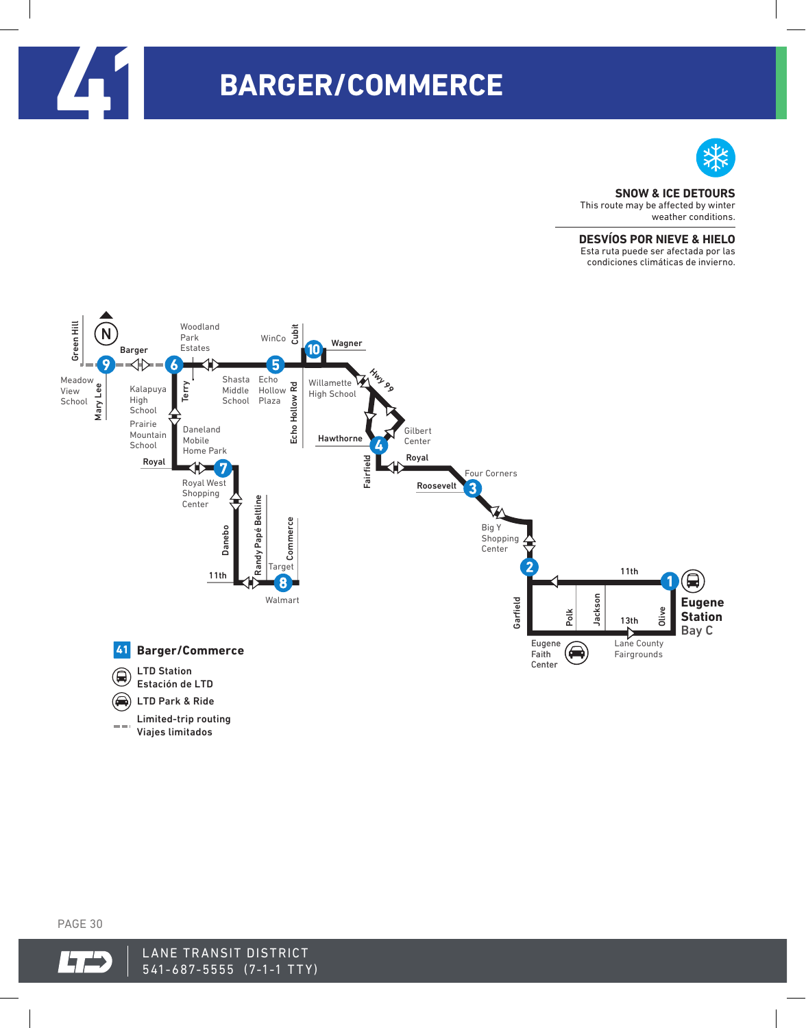# 41 BARGER/COMMERCE

**SNOW & ICE DETOURS**
This route may be affected by winter weather conditions.

**DESVÍOS POR NIEVE & HIELO**
Esta ruta puede ser afectada por las condiciones climáticas de invierno.

Green Hill
Barger
9
Meadow View School
Mary Lee
Kalapuya High School
Prairie Mountain School
Woodland Park Estates
6
Terry
Daneland Mobile Home Park
Royal
7
Royal West Shopping Center
Danebo
Randy Papé Beltline
11th
8
Walmart
Target
Commerce
Shasta Middle School
5
Echo Hollow Plaza
Echo Hollow Rd
WinCo
Cubit
10
Wagner
Hwy 99
Willamette High School
Hawthorne
4
Gilbert Center
Fairfield
Royal
Four Corners
Roosevelt
3
Big Y Shopping Center
2
11th
1
Eugene Station Bay C
Garfield
Polk
Jackson
13th
Olive
Eugene Faith Center
Lane County Fairgrounds

**41 Barger/Commerce**

LTD Station
Estación de LTD

LTD Park & Ride

Limited-trip routing
Viajes limitados

LANE TRANSIT DISTRICT
541-687-5555 (7-1-1 TTY)